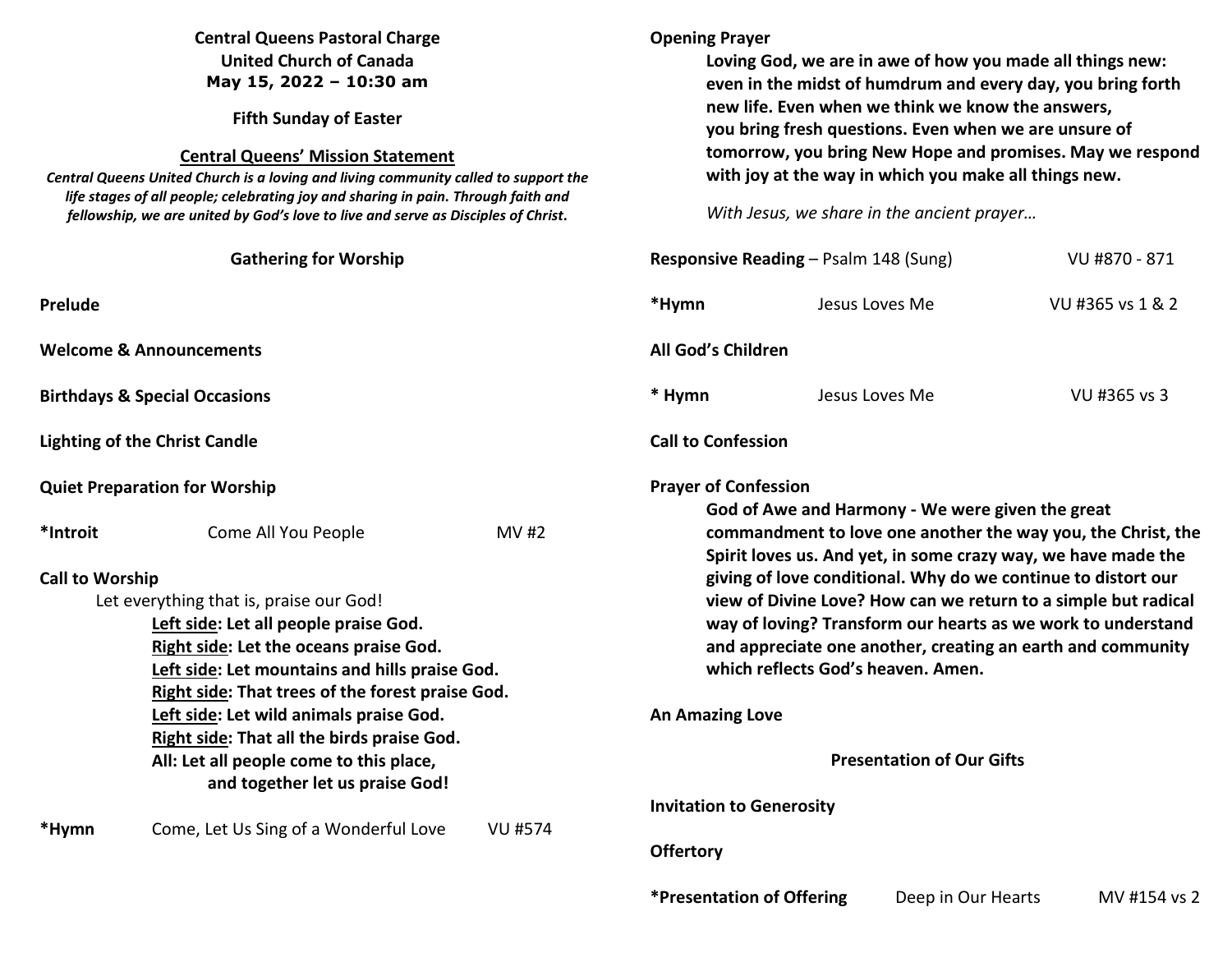**Central Queens Pastoral Charge**
**United Church of Canada**
**May 15, 2022 – 10:30 am**

**Fifth Sunday of Easter**

**Central Queens' Mission Statement**

***Central Queens United Church is a loving and living community called to support the life stages of all people; celebrating joy and sharing in pain. Through faith and fellowship, we are united by God's love to live and serve as Disciples of Christ.***

## Gathering for Worship

**Prelude**

**Welcome & Announcements**

**Birthdays & Special Occasions**

**Lighting of the Christ Candle**

**Quiet Preparation for Worship**

**\*Introit** Come All You People MV #2

**Call to Worship**

Let everything that is, praise our God!

**Left side: Let all people praise God.**
**Right side: Let the oceans praise God.**
**Left side: Let mountains and hills praise God.**
**Right side: That trees of the forest praise God.**
**Left side: Let wild animals praise God.**
**Right side: That all the birds praise God.**
**All: Let all people come to this place,**
**and together let us praise God!**

**\*Hymn** Come, Let Us Sing of a Wonderful Love VU #574

**Opening Prayer**

**Loving God, we are in awe of how you made all things new: even in the midst of humdrum and every day, you bring forth new life. Even when we think we know the answers, you bring fresh questions. Even when we are unsure of tomorrow, you bring New Hope and promises. May we respond with joy at the way in which you make all things new.**

*With Jesus, we share in the ancient prayer…*

**Responsive Reading** – Psalm 148 (Sung) VU #870 - 871

**\*Hymn** Jesus Loves Me VU #365 vs 1 & 2

**All God's Children**

**\* Hymn** Jesus Loves Me VU #365 vs 3

**Call to Confession**

**Prayer of Confession**

**God of Awe and Harmony - We were given the great commandment to love one another the way you, the Christ, the Spirit loves us. And yet, in some crazy way, we have made the giving of love conditional. Why do we continue to distort our view of Divine Love? How can we return to a simple but radical way of loving? Transform our hearts as we work to understand and appreciate one another, creating an earth and community which reflects God's heaven. Amen.**

**An Amazing Love**

## Presentation of Our Gifts

**Invitation to Generosity**

**Offertory**

**\*Presentation of Offering** Deep in Our Hearts MV #154 vs 2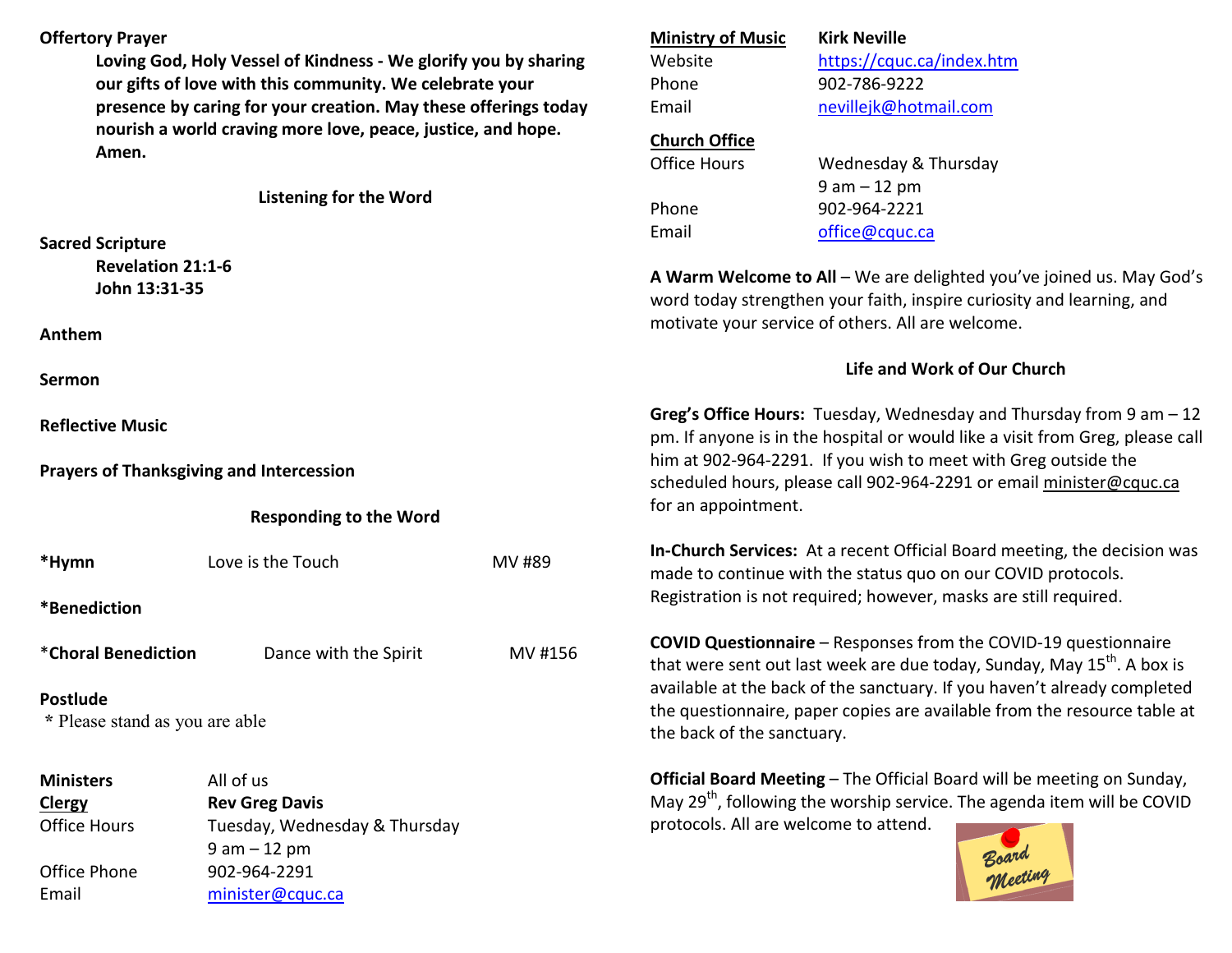**Offertory Prayer**

> **Loving God, Holy Vessel of Kindness - We glorify you by sharing our gifts of love with this community. We celebrate your presence by caring for your creation. May these offerings today nourish a world craving more love, peace, justice, and hope. Amen.**

## Listening for the Word

**Sacred Scripture**

> **Revelation 21:1-6**
> **John 13:31-35**

**Anthem**

**Sermon**

**Reflective Music**

**Prayers of Thanksgiving and Intercession**

## Responding to the Word

**\*Hymn** Love is the Touch MV #89

**\*Benediction**

**\*Choral Benediction** Dance with the Spirit MV #156

**Postlude**

\* Please stand as you are able

| | |
|---|---|
| **Ministers** | All of us |
| **Clergy** | **Rev Greg Davis** |
| Office Hours | Tuesday, Wednesday & Thursday 9 am – 12 pm |
| Office Phone | 902-964-2291 |
| Email | minister@cquc.ca |
| **Ministry of Music** | **Kirk Neville** |
| Website | https://cquc.ca/index.htm |
| Phone | 902-786-9222 |
| Email | nevillejk@hotmail.com |
| **Church Office** | |
| Office Hours | Wednesday & Thursday 9 am – 12 pm |
| Phone | 902-964-2221 |
| Email | office@cquc.ca |

**A Warm Welcome to All** – We are delighted you've joined us. May God's word today strengthen your faith, inspire curiosity and learning, and motivate your service of others. All are welcome.

## Life and Work of Our Church

**Greg's Office Hours:** Tuesday, Wednesday and Thursday from 9 am – 12 pm. If anyone is in the hospital or would like a visit from Greg, please call him at 902-964-2291. If you wish to meet with Greg outside the scheduled hours, please call 902-964-2291 or email minister@cquc.ca for an appointment.

**In-Church Services:** At a recent Official Board meeting, the decision was made to continue with the status quo on our COVID protocols. Registration is not required; however, masks are still required.

**COVID Questionnaire** – Responses from the COVID-19 questionnaire that were sent out last week are due today, Sunday, May 15th. A box is available at the back of the sanctuary. If you haven't already completed the questionnaire, paper copies are available from the resource table at the back of the sanctuary.

**Official Board Meeting** – The Official Board will be meeting on Sunday, May 29th, following the worship service. The agenda item will be COVID protocols. All are welcome to attend.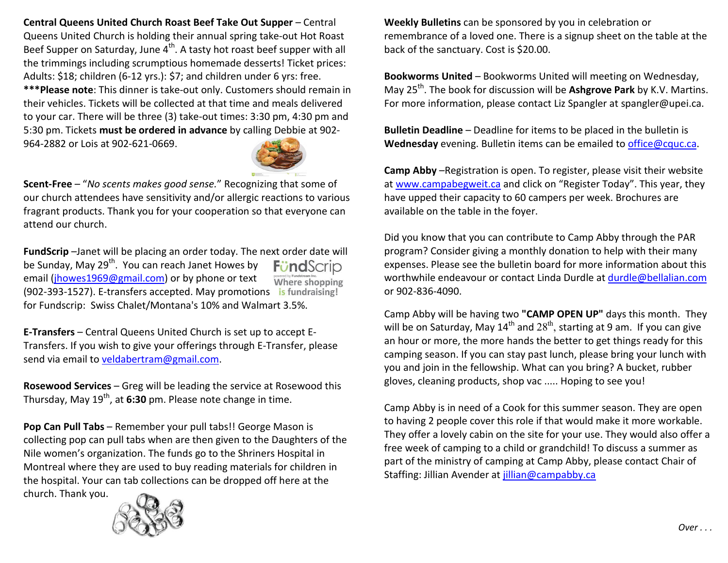**Central Queens United Church Roast Beef Take Out Supper** – Central Queens United Church is holding their annual spring take-out Hot Roast Beef Supper on Saturday, June 4th. A tasty hot roast beef supper with all the trimmings including scrumptious homemade desserts! Ticket prices: Adults: $18; children (6-12 yrs.): $7; and children under 6 yrs: free. ***Please note**: This dinner is take-out only. Customers should remain in their vehicles. Tickets will be collected at that time and meals delivered to your car. There will be three (3) take-out times: 3:30 pm, 4:30 pm and 5:30 pm. Tickets **must be ordered in advance** by calling Debbie at 902-964-2882 or Lois at 902-621-0669.

**Scent-Free** – "*No scents makes good sense.*" Recognizing that some of our church attendees have sensitivity and/or allergic reactions to various fragrant products. Thank you for your cooperation so that everyone can attend our church.

**FundScrip** –Janet will be placing an order today. The next order date will be Sunday, May 29th. You can reach Janet Howes by email (jhowes1969@gmail.com) or by phone or text (902-393-1527). E-transfers accepted. May promotions for Fundscrip: Swiss Chalet/Montana's 10% and Walmart 3.5%.

**E-Transfers** – Central Queens United Church is set up to accept E-Transfers. If you wish to give your offerings through E-Transfer, please send via email to veldabertram@gmail.com.

**Rosewood Services** – Greg will be leading the service at Rosewood this Thursday, May 19th, at **6:30** pm. Please note change in time.

**Pop Can Pull Tabs** – Remember your pull tabs!! George Mason is collecting pop can pull tabs when are then given to the Daughters of the Nile women's organization. The funds go to the Shriners Hospital in Montreal where they are used to buy reading materials for children in the hospital. Your can tab collections can be dropped off here at the church. Thank you.

**Weekly Bulletins** can be sponsored by you in celebration or remembrance of a loved one. There is a signup sheet on the table at the back of the sanctuary. Cost is $20.00.

**Bookworms United** – Bookworms United will meeting on Wednesday, May 25th. The book for discussion will be **Ashgrove Park** by K.V. Martins. For more information, please contact Liz Spangler at spangler@upei.ca.

**Bulletin Deadline** – Deadline for items to be placed in the bulletin is **Wednesday** evening. Bulletin items can be emailed to office@cquc.ca.

**Camp Abby** –Registration is open. To register, please visit their website at www.campabegweit.ca and click on "Register Today". This year, they have upped their capacity to 60 campers per week. Brochures are available on the table in the foyer.

Did you know that you can contribute to Camp Abby through the PAR program? Consider giving a monthly donation to help with their many expenses. Please see the bulletin board for more information about this worthwhile endeavour or contact Linda Durdle at durdle@bellalian.com or 902-836-4090.

Camp Abby will be having two **"CAMP OPEN UP"** days this month. They will be on Saturday, May 14th and 28th, starting at 9 am. If you can give an hour or more, the more hands the better to get things ready for this camping season. If you can stay past lunch, please bring your lunch with you and join in the fellowship. What can you bring? A bucket, rubber gloves, cleaning products, shop vac ..... Hoping to see you!

Camp Abby is in need of a Cook for this summer season. They are open to having 2 people cover this role if that would make it more workable. They offer a lovely cabin on the site for your use. They would also offer a free week of camping to a child or grandchild! To discuss a summer as part of the ministry of camping at Camp Abby, please contact Chair of Staffing: Jillian Avender at jillian@campabby.ca

*Over . . .*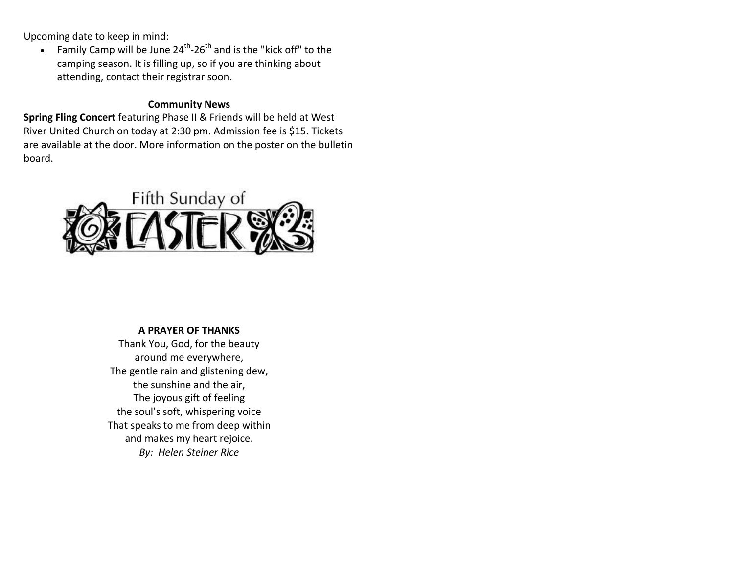Upcoming date to keep in mind:

- Family Camp will be June 24th-26th and is the "kick off" to the camping season. It is filling up, so if you are thinking about attending, contact their registrar soon.

**Community News**

**Spring Fling Concert** featuring Phase II & Friends will be held at West River United Church on today at 2:30 pm. Admission fee is $15. Tickets are available at the door. More information on the poster on the bulletin board.

Fifth Sunday of EASTER

**A PRAYER OF THANKS**

Thank You, God, for the beauty
around me everywhere,
The gentle rain and glistening dew,
the sunshine and the air,
The joyous gift of feeling
the soul's soft, whispering voice
That speaks to me from deep within
and makes my heart rejoice.

*By: Helen Steiner Rice*